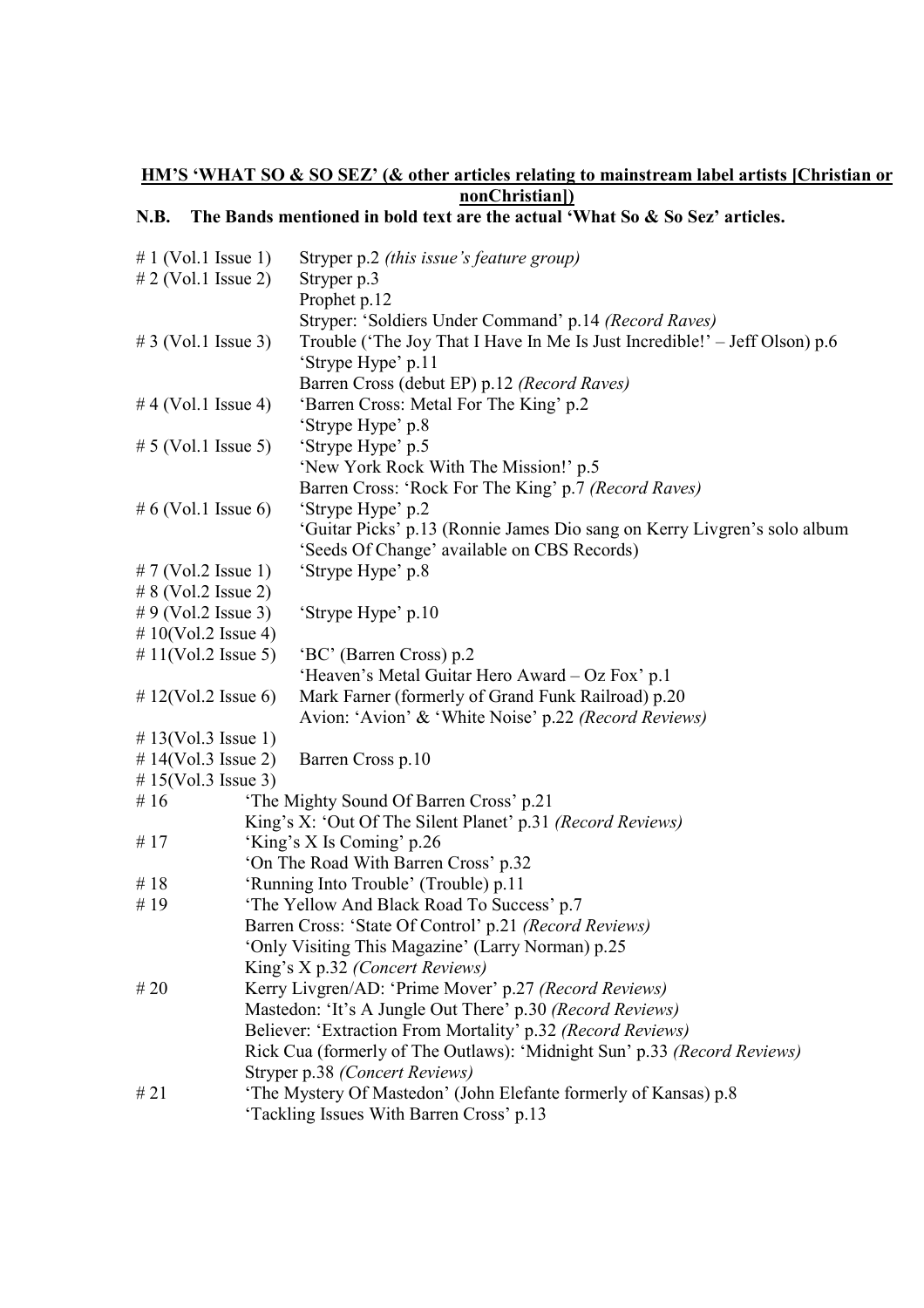**HM'S 'WHAT SO & SO SEZ' (& other articles relating to mainstream label artists [Christian or nonChristian])**

**N.B. The Bands mentioned in bold text are the actual 'What So & So Sez' articles.**

| | |
|---|---|
| # 1 (Vol.1 Issue 1) | Stryper p.2 *(this issue's feature group)* |
| # 2 (Vol.1 Issue 2) | Stryper p.3 |
| | Prophet p.12 |
| | Stryper: 'Soldiers Under Command' p.14 *(Record Raves)* |
| # 3 (Vol.1 Issue 3) | Trouble ('The Joy That I Have In Me Is Just Incredible!' – Jeff Olson) p.6 |
| | 'Strype Hype' p.11 |
| | Barren Cross (debut EP) p.12 *(Record Raves)* |
| # 4 (Vol.1 Issue 4) | 'Barren Cross: Metal For The King' p.2 |
| | 'Strype Hype' p.8 |
| # 5 (Vol.1 Issue 5) | 'Strype Hype' p.5 |
| | 'New York Rock With The Mission!' p.5 |
| | Barren Cross: 'Rock For The King' p.7 *(Record Raves)* |
| # 6 (Vol.1 Issue 6) | 'Strype Hype' p.2 |
| | 'Guitar Picks' p.13 (Ronnie James Dio sang on Kerry Livgren's solo album 'Seeds Of Change' available on CBS Records) |
| # 7 (Vol.2 Issue 1) | 'Strype Hype' p.8 |
| # 8 (Vol.2 Issue 2) | |
| # 9 (Vol.2 Issue 3) | 'Strype Hype' p.10 |
| # 10(Vol.2 Issue 4) | |
| # 11(Vol.2 Issue 5) | 'BC' (Barren Cross) p.2 |
| | 'Heaven's Metal Guitar Hero Award – Oz Fox' p.1 |
| # 12(Vol.2 Issue 6) | Mark Farner (formerly of Grand Funk Railroad) p.20 |
| | Avion: 'Avion' & 'White Noise' p.22 *(Record Reviews)* |
| # 13(Vol.3 Issue 1) | |
| # 14(Vol.3 Issue 2) | Barren Cross p.10 |
| # 15(Vol.3 Issue 3) | |
| # 16 | 'The Mighty Sound Of Barren Cross' p.21 |
| | King's X: 'Out Of The Silent Planet' p.31 *(Record Reviews)* |
| # 17 | 'King's X Is Coming' p.26 |
| | 'On The Road With Barren Cross' p.32 |
| # 18 | 'Running Into Trouble' (Trouble) p.11 |
| # 19 | 'The Yellow And Black Road To Success' p.7 |
| | Barren Cross: 'State Of Control' p.21 *(Record Reviews)* |
| | 'Only Visiting This Magazine' (Larry Norman) p.25 |
| | King's X p.32 *(Concert Reviews)* |
| # 20 | Kerry Livgren/AD: 'Prime Mover' p.27 *(Record Reviews)* |
| | Mastedon: 'It's A Jungle Out There' p.30 *(Record Reviews)* |
| | Believer: 'Extraction From Mortality' p.32 *(Record Reviews)* |
| | Rick Cua (formerly of The Outlaws): 'Midnight Sun' p.33 *(Record Reviews)* |
| | Stryper p.38 *(Concert Reviews)* |
| # 21 | 'The Mystery Of Mastedon' (John Elefante formerly of Kansas) p.8 |
| | 'Tackling Issues With Barren Cross' p.13 |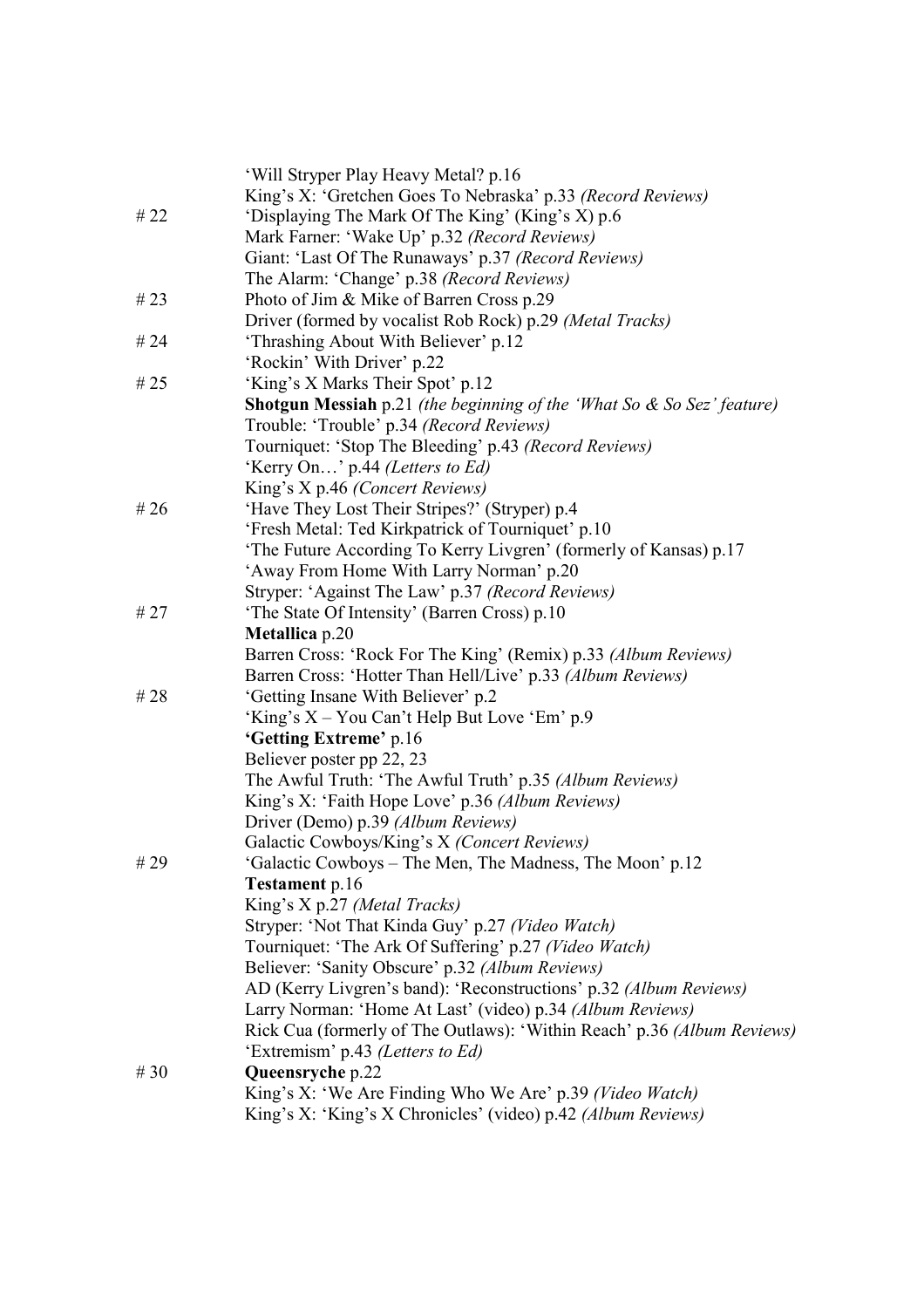| | |
|---|---|
| | 'Will Stryper Play Heavy Metal? p.16 |
| | King's X: 'Gretchen Goes To Nebraska' p.33 *(Record Reviews)* |
| # 22 | 'Displaying The Mark Of The King' (King's X) p.6 |
| | Mark Farner: 'Wake Up' p.32 *(Record Reviews)* |
| | Giant: 'Last Of The Runaways' p.37 *(Record Reviews)* |
| | The Alarm: 'Change' p.38 *(Record Reviews)* |
| # 23 | Photo of Jim & Mike of Barren Cross p.29 |
| | Driver (formed by vocalist Rob Rock) p.29 *(Metal Tracks)* |
| # 24 | 'Thrashing About With Believer' p.12 |
| | 'Rockin' With Driver' p.22 |
| # 25 | 'King's X Marks Their Spot' p.12 |
| | **Shotgun Messiah** p.21 *(the beginning of the 'What So & So Sez' feature)* |
| | Trouble: 'Trouble' p.34 *(Record Reviews)* |
| | Tourniquet: 'Stop The Bleeding' p.43 *(Record Reviews)* |
| | 'Kerry On…' p.44 *(Letters to Ed)* |
| | King's X p.46 *(Concert Reviews)* |
| # 26 | 'Have They Lost Their Stripes?' (Stryper) p.4 |
| | 'Fresh Metal: Ted Kirkpatrick of Tourniquet' p.10 |
| | 'The Future According To Kerry Livgren' (formerly of Kansas) p.17 |
| | 'Away From Home With Larry Norman' p.20 |
| | Stryper: 'Against The Law' p.37 *(Record Reviews)* |
| # 27 | 'The State Of Intensity' (Barren Cross) p.10 |
| | **Metallica** p.20 |
| | Barren Cross: 'Rock For The King' (Remix) p.33 *(Album Reviews)* |
| | Barren Cross: 'Hotter Than Hell/Live' p.33 *(Album Reviews)* |
| # 28 | 'Getting Insane With Believer' p.2 |
| | 'King's X – You Can't Help But Love 'Em' p.9 |
| | **'Getting Extreme'** p.16 |
| | Believer poster pp 22, 23 |
| | The Awful Truth: 'The Awful Truth' p.35 *(Album Reviews)* |
| | King's X: 'Faith Hope Love' p.36 *(Album Reviews)* |
| | Driver (Demo) p.39 *(Album Reviews)* |
| | Galactic Cowboys/King's X *(Concert Reviews)* |
| # 29 | 'Galactic Cowboys – The Men, The Madness, The Moon' p.12 |
| | **Testament** p.16 |
| | King's X p.27 *(Metal Tracks)* |
| | Stryper: 'Not That Kinda Guy' p.27 *(Video Watch)* |
| | Tourniquet: 'The Ark Of Suffering' p.27 *(Video Watch)* |
| | Believer: 'Sanity Obscure' p.32 *(Album Reviews)* |
| | AD (Kerry Livgren's band): 'Reconstructions' p.32 *(Album Reviews)* |
| | Larry Norman: 'Home At Last' (video) p.34 *(Album Reviews)* |
| | Rick Cua (formerly of The Outlaws): 'Within Reach' p.36 *(Album Reviews)* |
| | 'Extremism' p.43 *(Letters to Ed)* |
| # 30 | **Queensryche** p.22 |
| | King's X: 'We Are Finding Who We Are' p.39 *(Video Watch)* |
| | King's X: 'King's X Chronicles' (video) p.42 *(Album Reviews)* |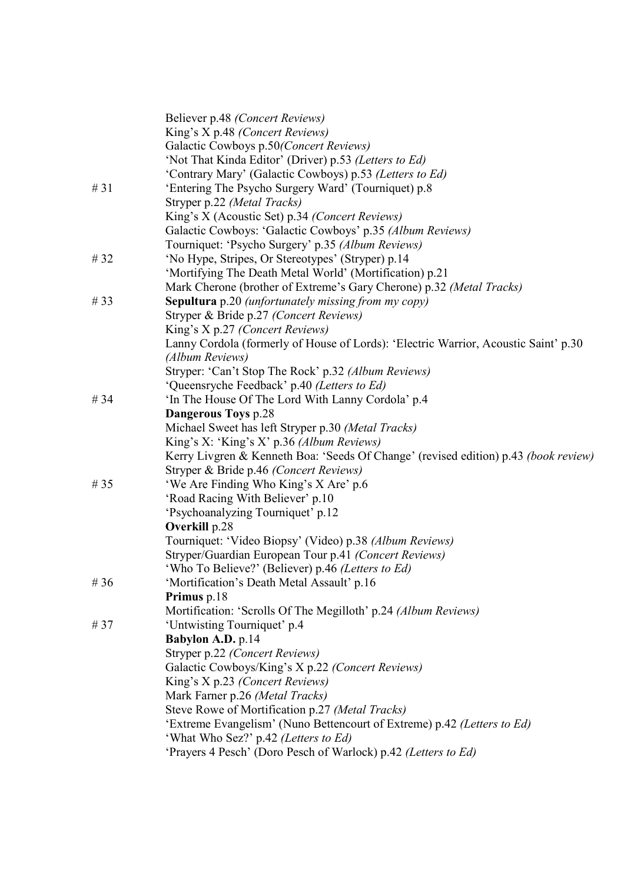| | |
|---|---|
| | Believer p.48 *(Concert Reviews)* |
| | King's X p.48 *(Concert Reviews)* |
| | Galactic Cowboys p.50*(Concert Reviews)* |
| | 'Not That Kinda Editor' (Driver) p.53 *(Letters to Ed)* |
| | 'Contrary Mary' (Galactic Cowboys) p.53 *(Letters to Ed)* |
| # 31 | 'Entering The Psycho Surgery Ward' (Tourniquet) p.8 |
| | Stryper p.22 *(Metal Tracks)* |
| | King's X (Acoustic Set) p.34 *(Concert Reviews)* |
| | Galactic Cowboys: 'Galactic Cowboys' p.35 *(Album Reviews)* |
| | Tourniquet: 'Psycho Surgery' p.35 *(Album Reviews)* |
| # 32 | 'No Hype, Stripes, Or Stereotypes' (Stryper) p.14 |
| | 'Mortifying The Death Metal World' (Mortification) p.21 |
| | Mark Cherone (brother of Extreme's Gary Cherone) p.32 *(Metal Tracks)* |
| # 33 | **Sepultura** p.20 *(unfortunately missing from my copy)* |
| | Stryper & Bride p.27 *(Concert Reviews)* |
| | King's X p.27 *(Concert Reviews)* |
| | Lanny Cordola (formerly of House of Lords): 'Electric Warrior, Acoustic Saint' p.30 *(Album Reviews)* |
| | Stryper: 'Can't Stop The Rock' p.32 *(Album Reviews)* |
| | 'Queensryche Feedback' p.40 *(Letters to Ed)* |
| # 34 | 'In The House Of The Lord With Lanny Cordola' p.4 |
| | **Dangerous Toys** p.28 |
| | Michael Sweet has left Stryper p.30 *(Metal Tracks)* |
| | King's X: 'King's X' p.36 *(Album Reviews)* |
| | Kerry Livgren & Kenneth Boa: 'Seeds Of Change' (revised edition) p.43 *(book review)* |
| | Stryper & Bride p.46 *(Concert Reviews)* |
| # 35 | 'We Are Finding Who King's X Are' p.6 |
| | 'Road Racing With Believer' p.10 |
| | 'Psychoanalyzing Tourniquet' p.12 |
| | **Overkill** p.28 |
| | Tourniquet: 'Video Biopsy' (Video) p.38 *(Album Reviews)* |
| | Stryper/Guardian European Tour p.41 *(Concert Reviews)* |
| | 'Who To Believe?' (Believer) p.46 *(Letters to Ed)* |
| # 36 | 'Mortification's Death Metal Assault' p.16 |
| | **Primus** p.18 |
| | Mortification: 'Scrolls Of The Megilloth' p.24 *(Album Reviews)* |
| # 37 | 'Untwisting Tourniquet' p.4 |
| | **Babylon A.D.** p.14 |
| | Stryper p.22 *(Concert Reviews)* |
| | Galactic Cowboys/King's X p.22 *(Concert Reviews)* |
| | King's X p.23 *(Concert Reviews)* |
| | Mark Farner p.26 *(Metal Tracks)* |
| | Steve Rowe of Mortification p.27 *(Metal Tracks)* |
| | 'Extreme Evangelism' (Nuno Bettencourt of Extreme) p.42 *(Letters to Ed)* |
| | 'What Who Sez?' p.42 *(Letters to Ed)* |
| | 'Prayers 4 Pesch' (Doro Pesch of Warlock) p.42 *(Letters to Ed)* |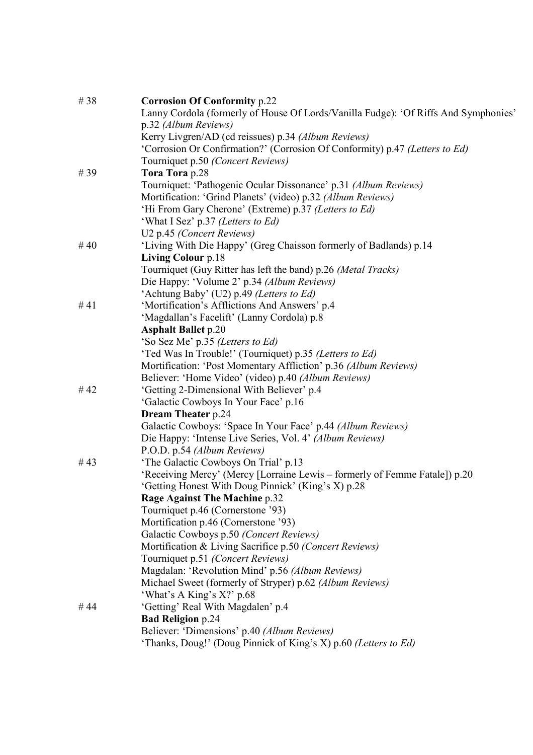| | |
|---|---|
| # 38 | **Corrosion Of Conformity** p.22<br>Lanny Cordola (formerly of House Of Lords/Vanilla Fudge): 'Of Riffs And Symphonies' p.32 *(Album Reviews)*<br>Kerry Livgren/AD (cd reissues) p.34 *(Album Reviews)*<br>'Corrosion Or Confirmation?' (Corrosion Of Conformity) p.47 *(Letters to Ed)*<br>Tourniquet p.50 *(Concert Reviews)* |
| # 39 | **Tora Tora** p.28<br>Tourniquet: 'Pathogenic Ocular Dissonance' p.31 *(Album Reviews)*<br>Mortification: 'Grind Planets' (video) p.32 *(Album Reviews)*<br>'Hi From Gary Cherone' (Extreme) p.37 *(Letters to Ed)*<br>'What I Sez' p.37 *(Letters to Ed)*<br>U2 p.45 *(Concert Reviews)* |
| # 40 | 'Living With Die Happy' (Greg Chaisson formerly of Badlands) p.14<br>**Living Colour** p.18<br>Tourniquet (Guy Ritter has left the band) p.26 *(Metal Tracks)*<br>Die Happy: 'Volume 2' p.34 *(Album Reviews)*<br>'Achtung Baby' (U2) p.49 *(Letters to Ed)* |
| # 41 | 'Mortification's Afflictions And Answers' p.4<br>'Magdallan's Facelift' (Lanny Cordola) p.8<br>**Asphalt Ballet** p.20<br>'So Sez Me' p.35 *(Letters to Ed)*<br>'Ted Was In Trouble!' (Tourniquet) p.35 *(Letters to Ed)*<br>Mortification: 'Post Momentary Affliction' p.36 *(Album Reviews)*<br>Believer: 'Home Video' (video) p.40 *(Album Reviews)* |
| # 42 | 'Getting 2-Dimensional With Believer' p.4<br>'Galactic Cowboys In Your Face' p.16<br>**Dream Theater** p.24<br>Galactic Cowboys: 'Space In Your Face' p.44 *(Album Reviews)*<br>Die Happy: 'Intense Live Series, Vol. 4' *(Album Reviews)*<br>P.O.D. p.54 *(Album Reviews)* |
| # 43 | 'The Galactic Cowboys On Trial' p.13<br>'Receiving Mercy' (Mercy [Lorraine Lewis – formerly of Femme Fatale]) p.20<br>'Getting Honest With Doug Pinnick' (King's X) p.28<br>**Rage Against The Machine** p.32<br>Tourniquet p.46 (Cornerstone '93)<br>Mortification p.46 (Cornerstone '93)<br>Galactic Cowboys p.50 *(Concert Reviews)*<br>Mortification & Living Sacrifice p.50 *(Concert Reviews)*<br>Tourniquet p.51 *(Concert Reviews)*<br>Magdalan: 'Revolution Mind' p.56 *(Album Reviews)*<br>Michael Sweet (formerly of Stryper) p.62 *(Album Reviews)*<br>'What's A King's X?' p.68 |
| # 44 | 'Getting' Real With Magdalen' p.4<br>**Bad Religion** p.24<br>Believer: 'Dimensions' p.40 *(Album Reviews)*<br>'Thanks, Doug!' (Doug Pinnick of King's X) p.60 *(Letters to Ed)* |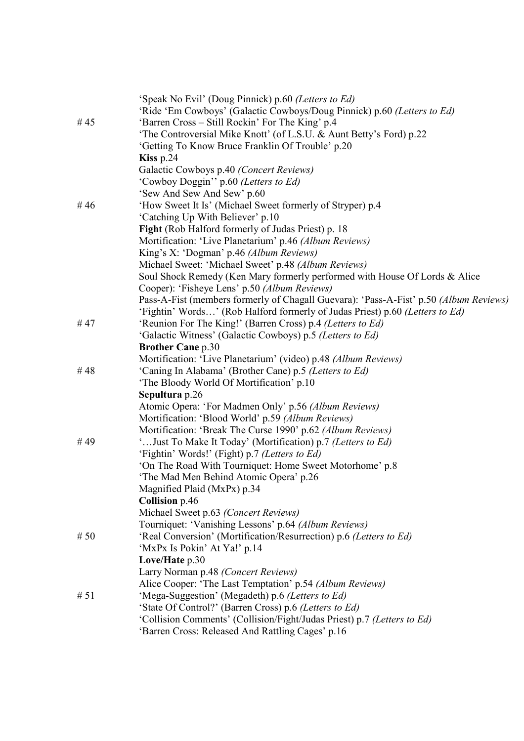'Speak No Evil' (Doug Pinnick) p.60 *(Letters to Ed)*
'Ride 'Em Cowboys' (Galactic Cowboys/Doug Pinnick) p.60 *(Letters to Ed)*

# 45
'Barren Cross – Still Rockin' For The King' p.4
'The Controversial Mike Knott' (of L.S.U. & Aunt Betty's Ford) p.22
'Getting To Know Bruce Franklin Of Trouble' p.20
**Kiss** p.24
Galactic Cowboys p.40 *(Concert Reviews)*
'Cowboy Doggin'' p.60 *(Letters to Ed)*
'Sew And Sew And Sew' p.60

# 46
'How Sweet It Is' (Michael Sweet formerly of Stryper) p.4
'Catching Up With Believer' p.10
**Fight** (Rob Halford formerly of Judas Priest) p. 18
Mortification: 'Live Planetarium' p.46 *(Album Reviews)*
King's X: 'Dogman' p.46 *(Album Reviews)*
Michael Sweet: 'Michael Sweet' p.48 *(Album Reviews)*
Soul Shock Remedy (Ken Mary formerly performed with House Of Lords & Alice Cooper): 'Fisheye Lens' p.50 *(Album Reviews)*
Pass-A-Fist (members formerly of Chagall Guevara): 'Pass-A-Fist' p.50 *(Album Reviews)*
'Fightin' Words…' (Rob Halford formerly of Judas Priest) p.60 *(Letters to Ed)*

# 47
'Reunion For The King!' (Barren Cross) p.4 *(Letters to Ed)*
'Galactic Witness' (Galactic Cowboys) p.5 *(Letters to Ed)*
**Brother Cane** p.30
Mortification: 'Live Planetarium' (video) p.48 *(Album Reviews)*

# 48
'Caning In Alabama' (Brother Cane) p.5 *(Letters to Ed)*
'The Bloody World Of Mortification' p.10
**Sepultura** p.26
Atomic Opera: 'For Madmen Only' p.56 *(Album Reviews)*
Mortification: 'Blood World' p.59 *(Album Reviews)*
Mortification: 'Break The Curse 1990' p.62 *(Album Reviews)*

# 49
'…Just To Make It Today' (Mortification) p.7 *(Letters to Ed)*
'Fightin' Words!' (Fight) p.7 *(Letters to Ed)*
'On The Road With Tourniquet: Home Sweet Motorhome' p.8
'The Mad Men Behind Atomic Opera' p.26
Magnified Plaid (MxPx) p.34
**Collision** p.46
Michael Sweet p.63 *(Concert Reviews)*
Tourniquet: 'Vanishing Lessons' p.64 *(Album Reviews)*

# 50
'Real Conversion' (Mortification/Resurrection) p.6 *(Letters to Ed)*
'MxPx Is Pokin' At Ya!' p.14
**Love/Hate** p.30
Larry Norman p.48 *(Concert Reviews)*
Alice Cooper: 'The Last Temptation' p.54 *(Album Reviews)*

# 51
'Mega-Suggestion' (Megadeth) p.6 *(Letters to Ed)*
'State Of Control?' (Barren Cross) p.6 *(Letters to Ed)*
'Collision Comments' (Collision/Fight/Judas Priest) p.7 *(Letters to Ed)*
'Barren Cross: Released And Rattling Cages' p.16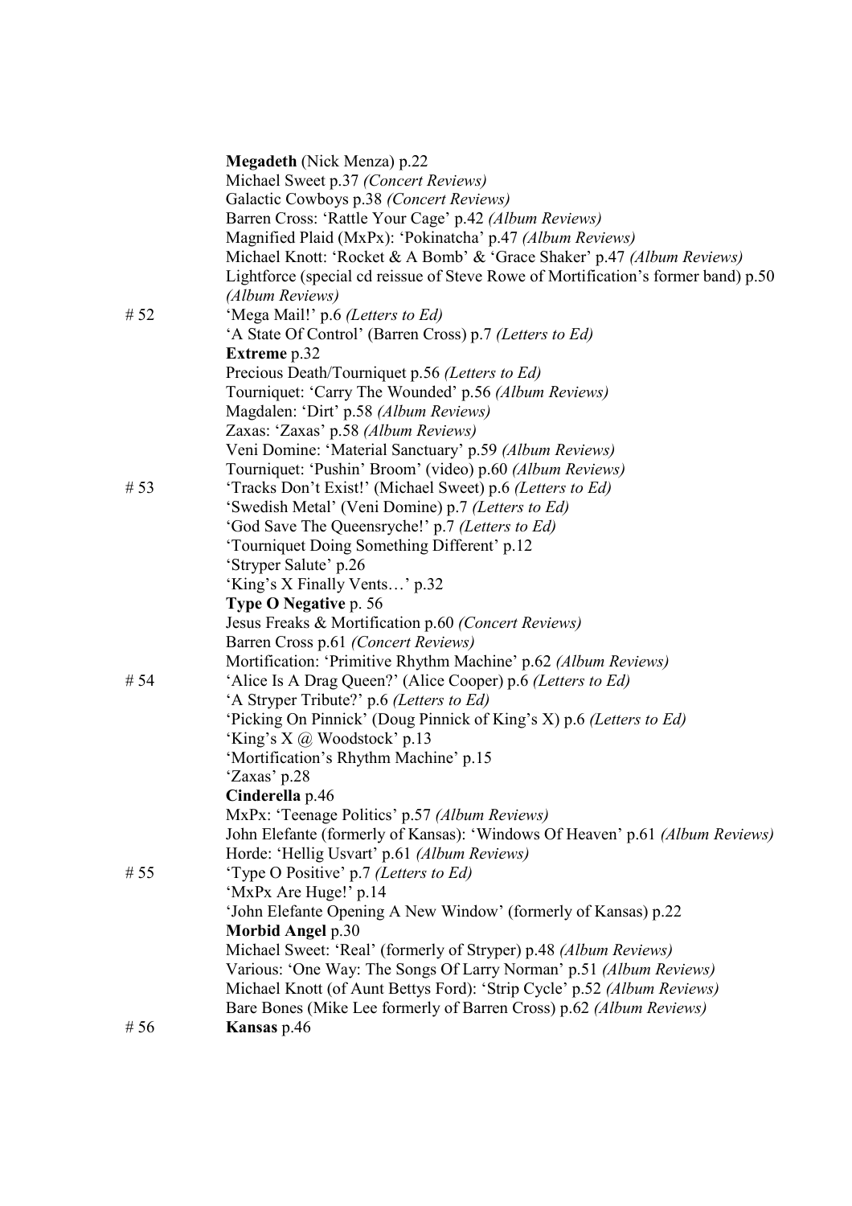| | |
|---|---|
| | **Megadeth** (Nick Menza) p.22 |
| | Michael Sweet p.37 *(Concert Reviews)* |
| | Galactic Cowboys p.38 *(Concert Reviews)* |
| | Barren Cross: 'Rattle Your Cage' p.42 *(Album Reviews)* |
| | Magnified Plaid (MxPx): 'Pokinatcha' p.47 *(Album Reviews)* |
| | Michael Knott: 'Rocket & A Bomb' & 'Grace Shaker' p.47 *(Album Reviews)* |
| | Lightforce (special cd reissue of Steve Rowe of Mortification's former band) p.50 *(Album Reviews)* |
| # 52 | 'Mega Mail!' p.6 *(Letters to Ed)* |
| | 'A State Of Control' (Barren Cross) p.7 *(Letters to Ed)* |
| | **Extreme** p.32 |
| | Precious Death/Tourniquet p.56 *(Letters to Ed)* |
| | Tourniquet: 'Carry The Wounded' p.56 *(Album Reviews)* |
| | Magdalen: 'Dirt' p.58 *(Album Reviews)* |
| | Zaxas: 'Zaxas' p.58 *(Album Reviews)* |
| | Veni Domine: 'Material Sanctuary' p.59 *(Album Reviews)* |
| | Tourniquet: 'Pushin' Broom' (video) p.60 *(Album Reviews)* |
| # 53 | 'Tracks Don't Exist!' (Michael Sweet) p.6 *(Letters to Ed)* |
| | 'Swedish Metal' (Veni Domine) p.7 *(Letters to Ed)* |
| | 'God Save The Queensryche!' p.7 *(Letters to Ed)* |
| | 'Tourniquet Doing Something Different' p.12 |
| | 'Stryper Salute' p.26 |
| | 'King's X Finally Vents…' p.32 |
| | **Type O Negative** p. 56 |
| | Jesus Freaks & Mortification p.60 *(Concert Reviews)* |
| | Barren Cross p.61 *(Concert Reviews)* |
| | Mortification: 'Primitive Rhythm Machine' p.62 *(Album Reviews)* |
| # 54 | 'Alice Is A Drag Queen?' (Alice Cooper) p.6 *(Letters to Ed)* |
| | 'A Stryper Tribute?' p.6 *(Letters to Ed)* |
| | 'Picking On Pinnick' (Doug Pinnick of King's X) p.6 *(Letters to Ed)* |
| | 'King's X @ Woodstock' p.13 |
| | 'Mortification's Rhythm Machine' p.15 |
| | 'Zaxas' p.28 |
| | **Cinderella** p.46 |
| | MxPx: 'Teenage Politics' p.57 *(Album Reviews)* |
| | John Elefante (formerly of Kansas): 'Windows Of Heaven' p.61 *(Album Reviews)* |
| | Horde: 'Hellig Usvart' p.61 *(Album Reviews)* |
| # 55 | 'Type O Positive' p.7 *(Letters to Ed)* |
| | 'MxPx Are Huge!' p.14 |
| | 'John Elefante Opening A New Window' (formerly of Kansas) p.22 |
| | **Morbid Angel** p.30 |
| | Michael Sweet: 'Real' (formerly of Stryper) p.48 *(Album Reviews)* |
| | Various: 'One Way: The Songs Of Larry Norman' p.51 *(Album Reviews)* |
| | Michael Knott (of Aunt Bettys Ford): 'Strip Cycle' p.52 *(Album Reviews)* |
| | Bare Bones (Mike Lee formerly of Barren Cross) p.62 *(Album Reviews)* |
| # 56 | **Kansas** p.46 |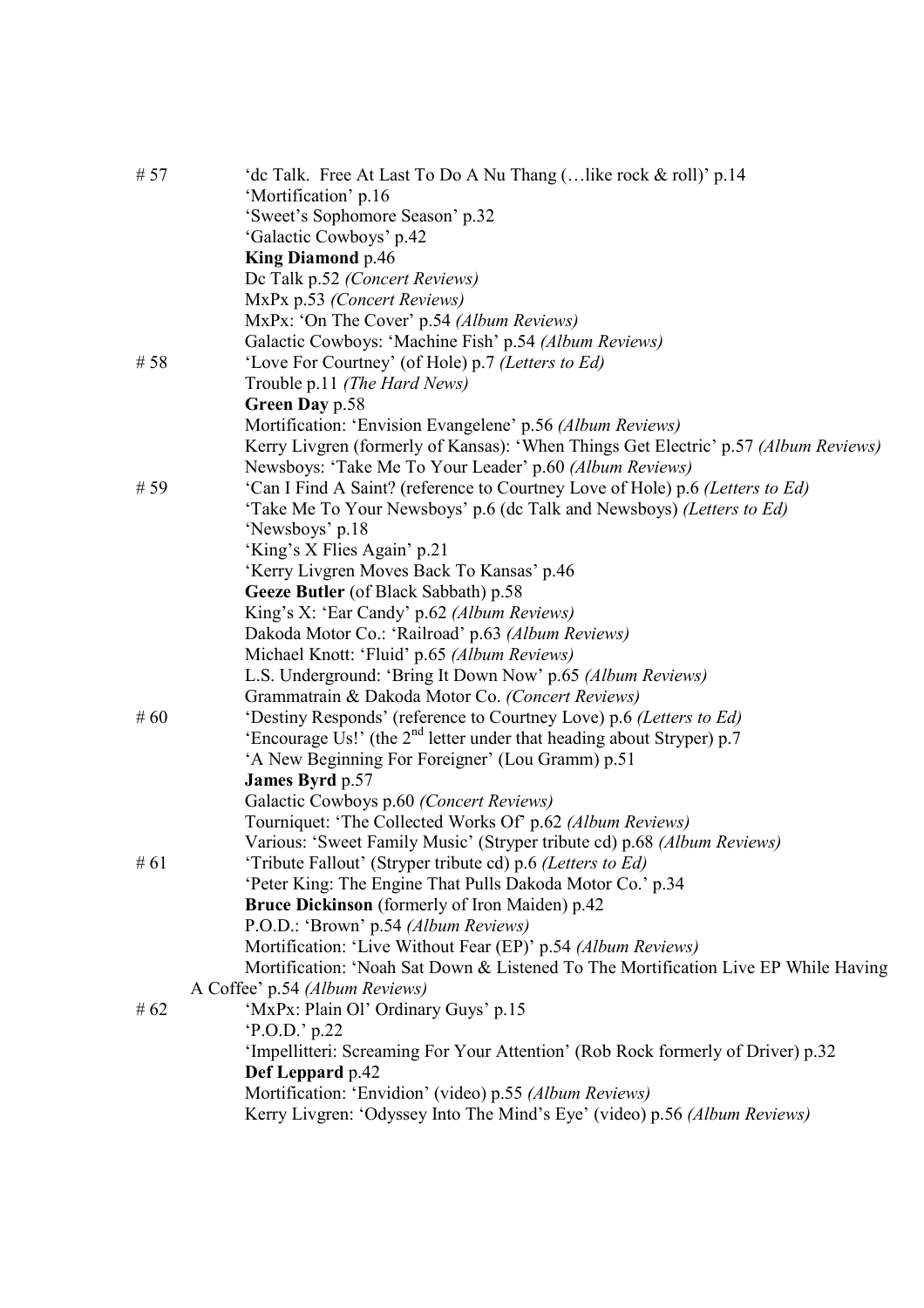# 57 'dc Talk. Free At Last To Do A Nu Thang (…like rock & roll)' p.14
'Mortification' p.16
'Sweet's Sophomore Season' p.32
'Galactic Cowboys' p.42
**King Diamond** p.46
Dc Talk p.52 *(Concert Reviews)*
MxPx p.53 *(Concert Reviews)*
MxPx: 'On The Cover' p.54 *(Album Reviews)*
Galactic Cowboys: 'Machine Fish' p.54 *(Album Reviews)*

# 58 'Love For Courtney' (of Hole) p.7 *(Letters to Ed)*
Trouble p.11 *(The Hard News)*
**Green Day** p.58
Mortification: 'Envision Evangelene' p.56 *(Album Reviews)*
Kerry Livgren (formerly of Kansas): 'When Things Get Electric' p.57 *(Album Reviews)*
Newsboys: 'Take Me To Your Leader' p.60 *(Album Reviews)*

# 59 'Can I Find A Saint? (reference to Courtney Love of Hole) p.6 *(Letters to Ed)*
'Take Me To Your Newsboys' p.6 (dc Talk and Newsboys) *(Letters to Ed)*
'Newsboys' p.18
'King's X Flies Again' p.21
'Kerry Livgren Moves Back To Kansas' p.46
**Geeze Butler** (of Black Sabbath) p.58
King's X: 'Ear Candy' p.62 *(Album Reviews)*
Dakoda Motor Co.: 'Railroad' p.63 *(Album Reviews)*
Michael Knott: 'Fluid' p.65 *(Album Reviews)*
L.S. Underground: 'Bring It Down Now' p.65 *(Album Reviews)*
Grammatrain & Dakoda Motor Co. *(Concert Reviews)*

# 60 'Destiny Responds' (reference to Courtney Love) p.6 *(Letters to Ed)*
'Encourage Us!' (the 2nd letter under that heading about Stryper) p.7
'A New Beginning For Foreigner' (Lou Gramm) p.51
**James Byrd** p.57
Galactic Cowboys p.60 *(Concert Reviews)*
Tourniquet: 'The Collected Works Of' p.62 *(Album Reviews)*
Various: 'Sweet Family Music' (Stryper tribute cd) p.68 *(Album Reviews)*

# 61 'Tribute Fallout' (Stryper tribute cd) p.6 *(Letters to Ed)*
'Peter King: The Engine That Pulls Dakoda Motor Co.' p.34
**Bruce Dickinson** (formerly of Iron Maiden) p.42
P.O.D.: 'Brown' p.54 *(Album Reviews)*
Mortification: 'Live Without Fear (EP)' p.54 *(Album Reviews)*
Mortification: 'Noah Sat Down & Listened To The Mortification Live EP While Having A Coffee' p.54 *(Album Reviews)*

# 62 'MxPx: Plain Ol' Ordinary Guys' p.15
'P.O.D.' p.22
'Impellitteri: Screaming For Your Attention' (Rob Rock formerly of Driver) p.32
**Def Leppard** p.42
Mortification: 'Envidion' (video) p.55 *(Album Reviews)*
Kerry Livgren: 'Odyssey Into The Mind's Eye' (video) p.56 *(Album Reviews)*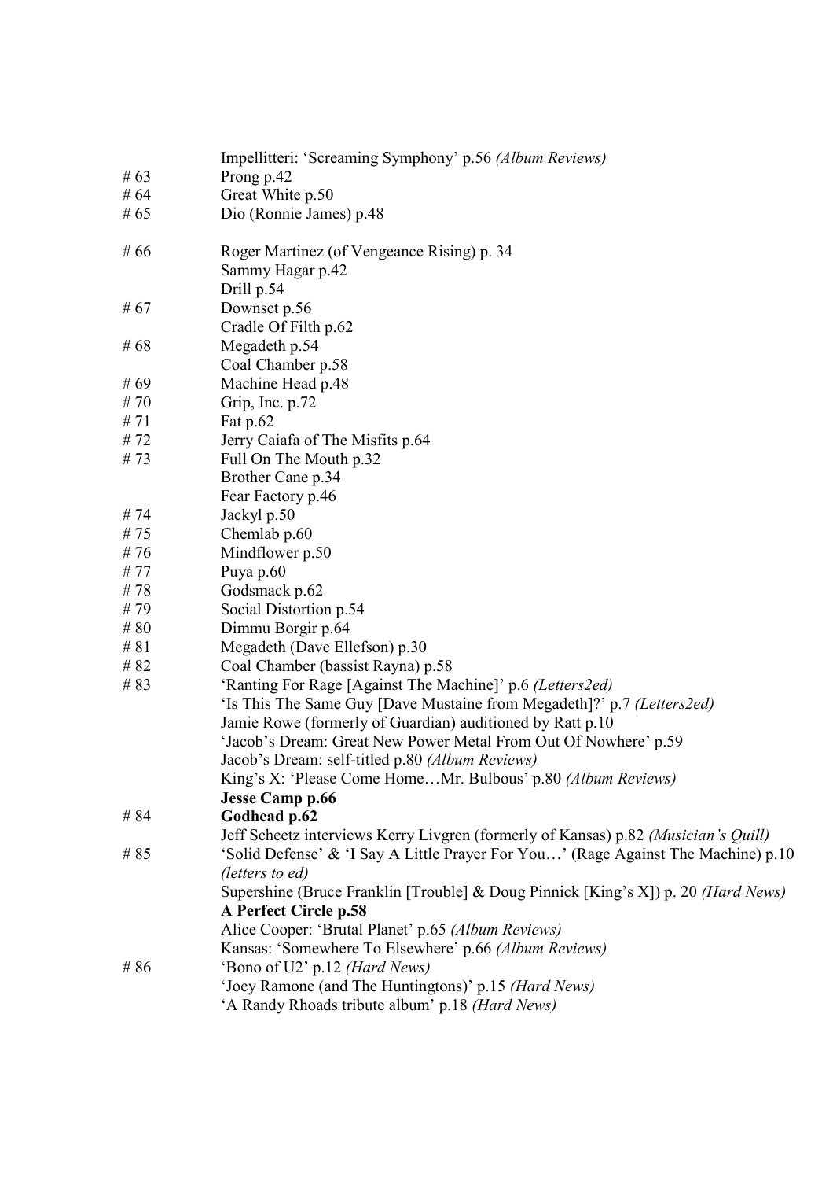| | |
|---|---|
| | Impellitteri: 'Screaming Symphony' p.56 *(Album Reviews)* |
| # 63 | Prong p.42 |
| # 64 | Great White p.50 |
| # 65 | Dio (Ronnie James) p.48 |
| # 66 | Roger Martinez (of Vengeance Rising) p. 34 |
| | Sammy Hagar p.42 |
| | Drill p.54 |
| # 67 | Downset p.56 |
| | Cradle Of Filth p.62 |
| # 68 | Megadeth p.54 |
| | Coal Chamber p.58 |
| # 69 | Machine Head p.48 |
| # 70 | Grip, Inc. p.72 |
| # 71 | Fat p.62 |
| # 72 | Jerry Caiafa of The Misfits p.64 |
| # 73 | Full On The Mouth p.32 |
| | Brother Cane p.34 |
| | Fear Factory p.46 |
| # 74 | Jackyl p.50 |
| # 75 | Chemlab p.60 |
| # 76 | Mindflower p.50 |
| # 77 | Puya p.60 |
| # 78 | Godsmack p.62 |
| # 79 | Social Distortion p.54 |
| # 80 | Dimmu Borgir p.64 |
| # 81 | Megadeth (Dave Ellefson) p.30 |
| # 82 | Coal Chamber (bassist Rayna) p.58 |
| # 83 | 'Ranting For Rage [Against The Machine]' p.6 *(Letters2ed)* |
| | 'Is This The Same Guy [Dave Mustaine from Megadeth]?' p.7 *(Letters2ed)* |
| | Jamie Rowe (formerly of Guardian) auditioned by Ratt p.10 |
| | 'Jacob's Dream: Great New Power Metal From Out Of Nowhere' p.59 |
| | Jacob's Dream: self-titled p.80 *(Album Reviews)* |
| | King's X: 'Please Come Home…Mr. Bulbous' p.80 *(Album Reviews)* |
| | **Jesse Camp p.66** |
| # 84 | **Godhead p.62** |
| | Jeff Scheetz interviews Kerry Livgren (formerly of Kansas) p.82 *(Musician's Quill)* |
| # 85 | 'Solid Defense' & 'I Say A Little Prayer For You…' (Rage Against The Machine) p.10 *(letters to ed)* |
| | Supershine (Bruce Franklin [Trouble] & Doug Pinnick [King's X]) p. 20 *(Hard News)* |
| | **A Perfect Circle p.58** |
| | Alice Cooper: 'Brutal Planet' p.65 *(Album Reviews)* |
| | Kansas: 'Somewhere To Elsewhere' p.66 *(Album Reviews)* |
| # 86 | 'Bono of U2' p.12 *(Hard News)* |
| | 'Joey Ramone (and The Huntingtons)' p.15 *(Hard News)* |
| | 'A Randy Rhoads tribute album' p.18 *(Hard News)* |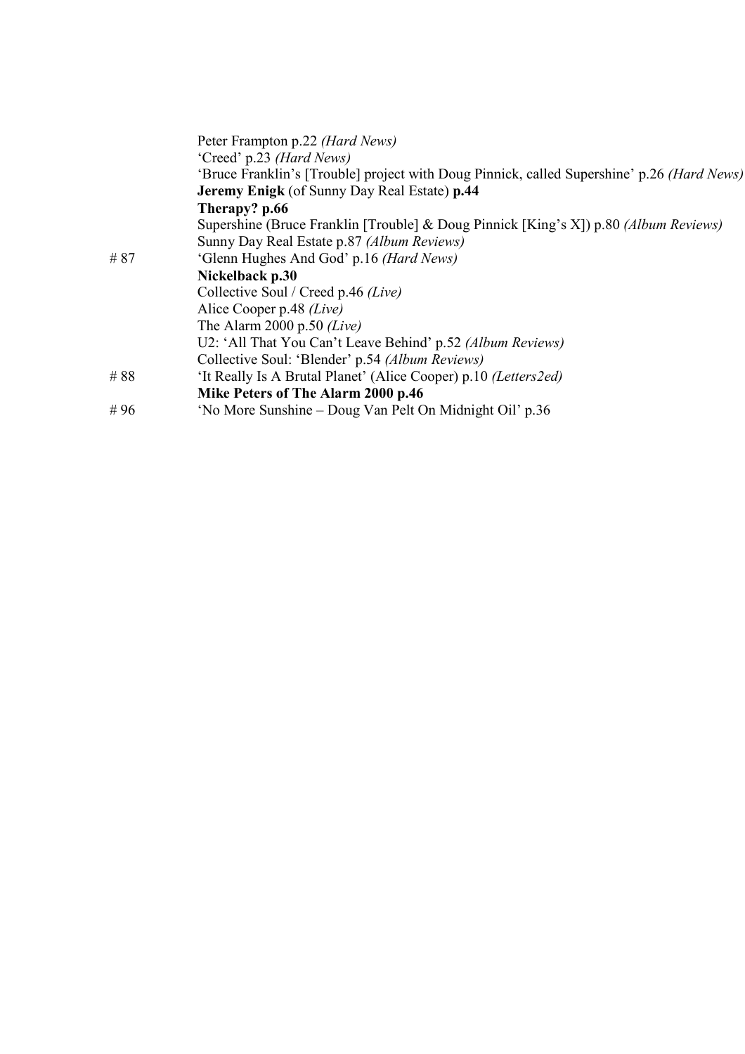| | |
|---|---|
| | Peter Frampton p.22 *(Hard News)* |
| | 'Creed' p.23 *(Hard News)* |
| | 'Bruce Franklin's [Trouble] project with Doug Pinnick, called Supershine' p.26 *(Hard News)* |
| | **Jeremy Enigk** (of Sunny Day Real Estate) **p.44** |
| | **Therapy? p.66** |
| | Supershine (Bruce Franklin [Trouble] & Doug Pinnick [King's X]) p.80 *(Album Reviews)* |
| | Sunny Day Real Estate p.87 *(Album Reviews)* |
| # 87 | 'Glenn Hughes And God' p.16 *(Hard News)* |
| | **Nickelback p.30** |
| | Collective Soul / Creed p.46 *(Live)* |
| | Alice Cooper p.48 *(Live)* |
| | The Alarm 2000 p.50 *(Live)* |
| | U2: 'All That You Can't Leave Behind' p.52 *(Album Reviews)* |
| | Collective Soul: 'Blender' p.54 *(Album Reviews)* |
| # 88 | 'It Really Is A Brutal Planet' (Alice Cooper) p.10 *(Letters2ed)* |
| | **Mike Peters of The Alarm 2000 p.46** |
| # 96 | 'No More Sunshine – Doug Van Pelt On Midnight Oil' p.36 |